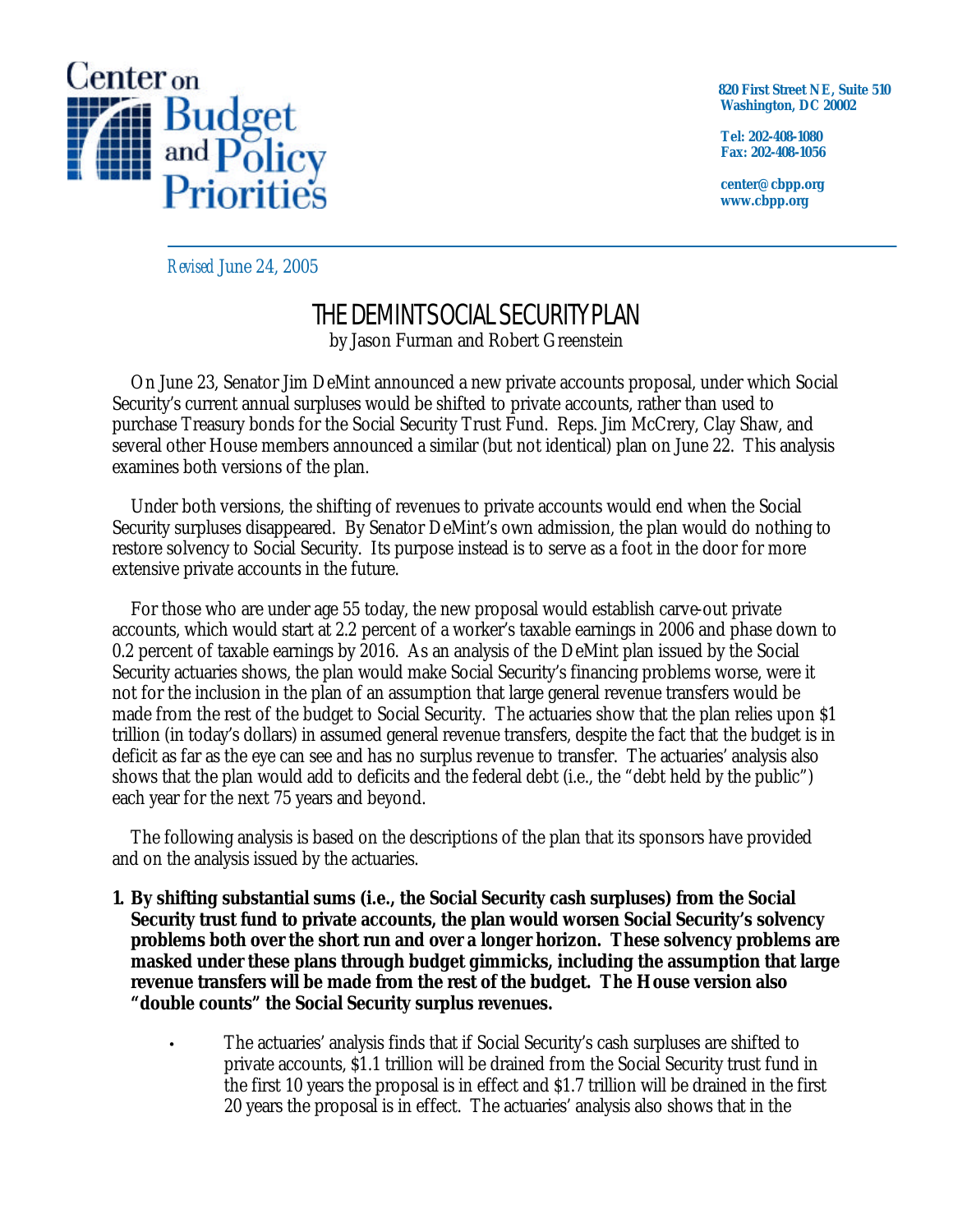Center on Budget and Policy Priorities

820 First Street NE, Suite 510
Washington, DC 20002

Tel: 202-408-1080
Fax: 202-408-1056

center@cbpp.org
www.cbpp.org

*Revised* June 24, 2005

# THE DEMINT SOCIAL SECURITY PLAN

by Jason Furman and Robert Greenstein

On June 23, Senator Jim DeMint announced a new private accounts proposal, under which Social Security's current annual surpluses would be shifted to private accounts, rather than used to purchase Treasury bonds for the Social Security Trust Fund. Reps. Jim McCrery, Clay Shaw, and several other House members announced a similar (but not identical) plan on June 22. This analysis examines both versions of the plan.

Under both versions, the shifting of revenues to private accounts would end when the Social Security surpluses disappeared. By Senator DeMint's own admission, the plan would do nothing to restore solvency to Social Security. Its purpose instead is to serve as a foot in the door for more extensive private accounts in the future.

For those who are under age 55 today, the new proposal would establish carve-out private accounts, which would start at 2.2 percent of a worker's taxable earnings in 2006 and phase down to 0.2 percent of taxable earnings by 2016. As an analysis of the DeMint plan issued by the Social Security actuaries shows, the plan would make Social Security's financing problems worse, were it not for the inclusion in the plan of an assumption that large general revenue transfers would be made from the rest of the budget to Social Security. The actuaries show that the plan relies upon $1 trillion (in today's dollars) in assumed general revenue transfers, despite the fact that the budget is in deficit as far as the eye can see and has no surplus revenue to transfer. The actuaries' analysis also shows that the plan would add to deficits and the federal debt (i.e., the "debt held by the public") each year for the next 75 years and beyond.

The following analysis is based on the descriptions of the plan that its sponsors have provided and on the analysis issued by the actuaries.

1. **By shifting substantial sums (i.e., the Social Security cash surpluses) from the Social Security trust fund to private accounts, the plan would worsen Social Security's solvency problems both over the short run and over a longer horizon. These solvency problems are masked under these plans through budget gimmicks, including the assumption that large revenue transfers will be made from the rest of the budget. The House version also "double counts" the Social Security surplus revenues.**

    - The actuaries' analysis finds that if Social Security's cash surpluses are shifted to private accounts, $1.1 trillion will be drained from the Social Security trust fund in the first 10 years the proposal is in effect and $1.7 trillion will be drained in the first 20 years the proposal is in effect. The actuaries' analysis also shows that in the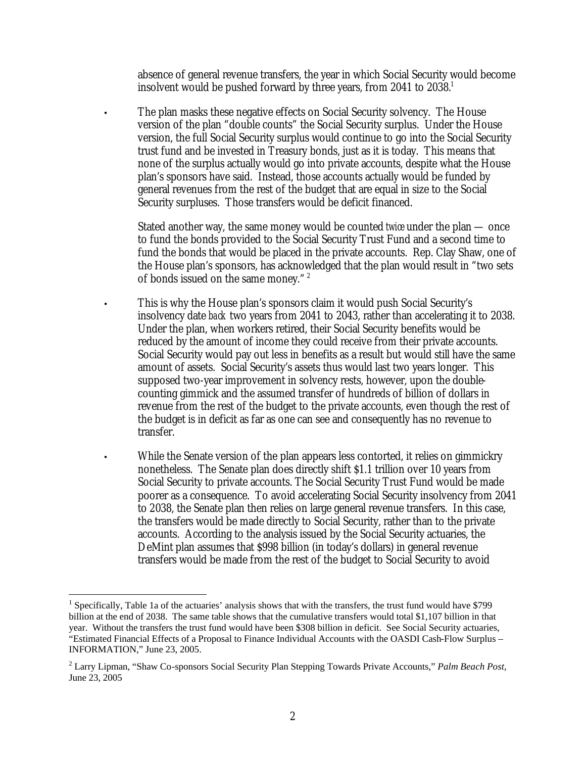absence of general revenue transfers, the year in which Social Security would become insolvent would be pushed forward by three years, from 2041 to 2038.[1]

- The plan masks these negative effects on Social Security solvency. The House version of the plan "double counts" the Social Security surplus. Under the House version, the full Social Security surplus would continue to go into the Social Security trust fund and be invested in Treasury bonds, just as it is today. This means that none of the surplus actually would go into private accounts, despite what the House plan's sponsors have said. Instead, those accounts actually would be funded by general revenues from the rest of the budget that are equal in size to the Social Security surpluses. Those transfers would be deficit financed.

  Stated another way, the same money would be counted *twice* under the plan — once to fund the bonds provided to the Social Security Trust Fund and a second time to fund the bonds that would be placed in the private accounts. Rep. Clay Shaw, one of the House plan's sponsors, has acknowledged that the plan would result in "two sets of bonds issued on the same money." [2]

- This is why the House plan's sponsors claim it would push Social Security's insolvency date *back* two years from 2041 to 2043, rather than accelerating it to 2038. Under the plan, when workers retired, their Social Security benefits would be reduced by the amount of income they could receive from their private accounts. Social Security would pay out less in benefits as a result but would still have the same amount of assets. Social Security's assets thus would last two years longer. This supposed two-year improvement in solvency rests, however, upon the double-counting gimmick and the assumed transfer of hundreds of billion of dollars in revenue from the rest of the budget to the private accounts, even though the rest of the budget is in deficit as far as one can see and consequently has no revenue to transfer.

- While the Senate version of the plan appears less contorted, it relies on gimmickry nonetheless. The Senate plan does directly shift $1.1 trillion over 10 years from Social Security to private accounts. The Social Security Trust Fund would be made poorer as a consequence. To avoid accelerating Social Security insolvency from 2041 to 2038, the Senate plan then relies on large general revenue transfers. In this case, the transfers would be made directly to Social Security, rather than to the private accounts. According to the analysis issued by the Social Security actuaries, the DeMint plan assumes that $998 billion (in today's dollars) in general revenue transfers would be made from the rest of the budget to Social Security to avoid

---

[1] Specifically, Table 1a of the actuaries' analysis shows that with the transfers, the trust fund would have $799 billion at the end of 2038. The same table shows that the cumulative transfers would total $1,107 billion in that year. Without the transfers the trust fund would have been $308 billion in deficit. See Social Security actuaries, "Estimated Financial Effects of a Proposal to Finance Individual Accounts with the OASDI Cash-Flow Surplus – INFORMATION," June 23, 2005.

[2] Larry Lipman, "Shaw Co-sponsors Social Security Plan Stepping Towards Private Accounts," *Palm Beach Post*, June 23, 2005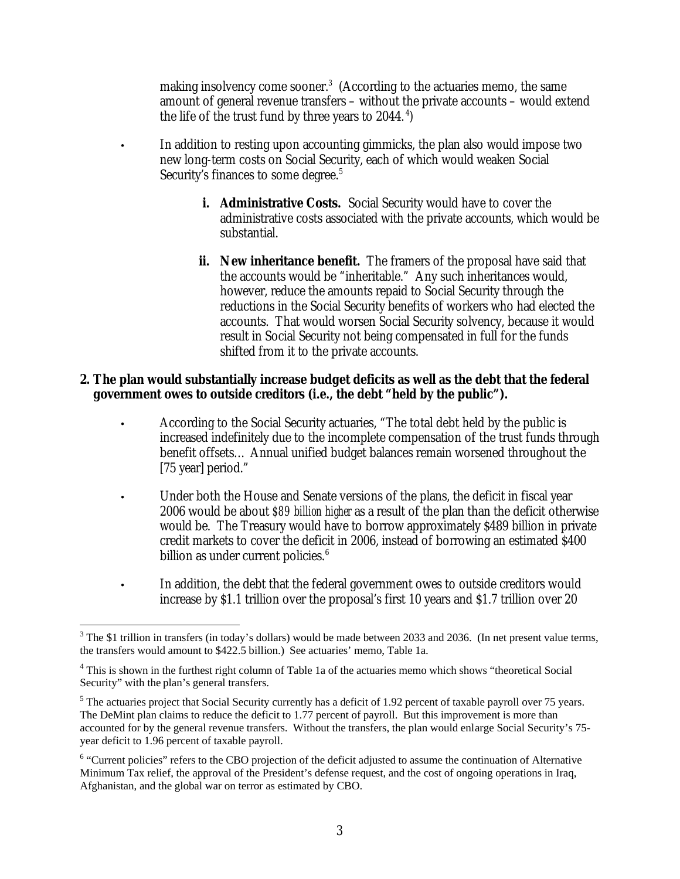making insolvency come sooner.[3] (According to the actuaries memo, the same amount of general revenue transfers – without the private accounts – would extend the life of the trust fund by three years to 2044.[4])

- In addition to resting upon accounting gimmicks, the plan also would impose two new long-term costs on Social Security, each of which would weaken Social Security's finances to some degree.[5]

  - **i. Administrative Costs.** Social Security would have to cover the administrative costs associated with the private accounts, which would be substantial.

  - **ii. New inheritance benefit.** The framers of the proposal have said that the accounts would be "inheritable." Any such inheritances would, however, reduce the amounts repaid to Social Security through the reductions in the Social Security benefits of workers who had elected the accounts. That would worsen Social Security solvency, because it would result in Social Security not being compensated in full for the funds shifted from it to the private accounts.

**2. The plan would substantially increase budget deficits as well as the debt that the federal government owes to outside creditors (i.e., the debt "held by the public").**

- According to the Social Security actuaries, "The total debt held by the public is increased indefinitely due to the incomplete compensation of the trust funds through benefit offsets… Annual unified budget balances remain worsened throughout the [75 year] period."

- Under both the House and Senate versions of the plans, the deficit in fiscal year 2006 would be about *$89 billion higher* as a result of the plan than the deficit otherwise would be. The Treasury would have to borrow approximately $489 billion in private credit markets to cover the deficit in 2006, instead of borrowing an estimated $400 billion as under current policies.[6]

- In addition, the debt that the federal government owes to outside creditors would increase by $1.1 trillion over the proposal's first 10 years and $1.7 trillion over 20

---

[3] The $1 trillion in transfers (in today's dollars) would be made between 2033 and 2036. (In net present value terms, the transfers would amount to $422.5 billion.) See actuaries' memo, Table 1a.

[4] This is shown in the furthest right column of Table 1a of the actuaries memo which shows "theoretical Social Security" with the plan's general transfers.

[5] The actuaries project that Social Security currently has a deficit of 1.92 percent of taxable payroll over 75 years. The DeMint plan claims to reduce the deficit to 1.77 percent of payroll. But this improvement is more than accounted for by the general revenue transfers. Without the transfers, the plan would enlarge Social Security's 75-year deficit to 1.96 percent of taxable payroll.

[6] "Current policies" refers to the CBO projection of the deficit adjusted to assume the continuation of Alternative Minimum Tax relief, the approval of the President's defense request, and the cost of ongoing operations in Iraq, Afghanistan, and the global war on terror as estimated by CBO.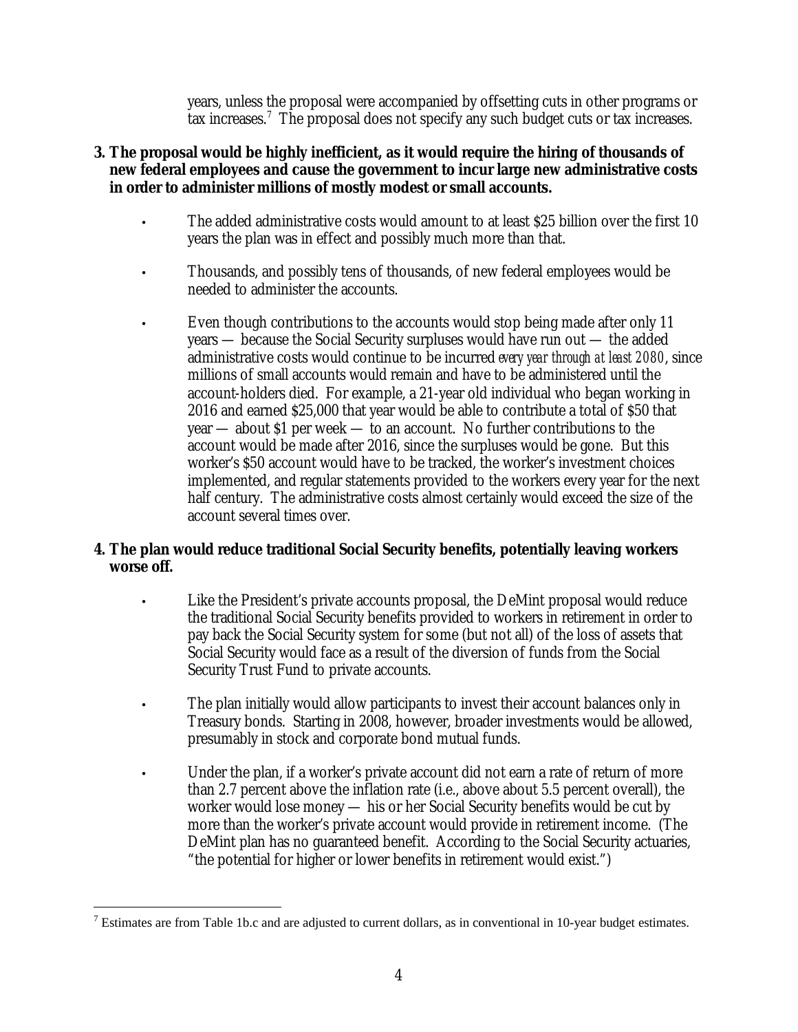years, unless the proposal were accompanied by offsetting cuts in other programs or tax increases.[7] The proposal does not specify any such budget cuts or tax increases.

**3. The proposal would be highly inefficient, as it would require the hiring of thousands of new federal employees and cause the government to incur large new administrative costs in order to administer millions of mostly modest or small accounts.**

- The added administrative costs would amount to at least $25 billion over the first 10 years the plan was in effect and possibly much more than that.

- Thousands, and possibly tens of thousands, of new federal employees would be needed to administer the accounts.

- Even though contributions to the accounts would stop being made after only 11 years — because the Social Security surpluses would have run out — the added administrative costs would continue to be incurred *every year through at least 2080*, since millions of small accounts would remain and have to be administered until the account-holders died. For example, a 21-year old individual who began working in 2016 and earned $25,000 that year would be able to contribute a total of $50 that year — about $1 per week — to an account. No further contributions to the account would be made after 2016, since the surpluses would be gone. But this worker's $50 account would have to be tracked, the worker's investment choices implemented, and regular statements provided to the workers every year for the next half century. The administrative costs almost certainly would exceed the size of the account several times over.

**4. The plan would reduce traditional Social Security benefits, potentially leaving workers worse off.**

- Like the President's private accounts proposal, the DeMint proposal would reduce the traditional Social Security benefits provided to workers in retirement in order to pay back the Social Security system for some (but not all) of the loss of assets that Social Security would face as a result of the diversion of funds from the Social Security Trust Fund to private accounts.

- The plan initially would allow participants to invest their account balances only in Treasury bonds. Starting in 2008, however, broader investments would be allowed, presumably in stock and corporate bond mutual funds.

- Under the plan, if a worker's private account did not earn a rate of return of more than 2.7 percent above the inflation rate (i.e., above about 5.5 percent overall), the worker would lose money — his or her Social Security benefits would be cut by more than the worker's private account would provide in retirement income. (The DeMint plan has no guaranteed benefit. According to the Social Security actuaries, "the potential for higher or lower benefits in retirement would exist.")

---

[7] Estimates are from Table 1b.c and are adjusted to current dollars, as in conventional in 10-year budget estimates.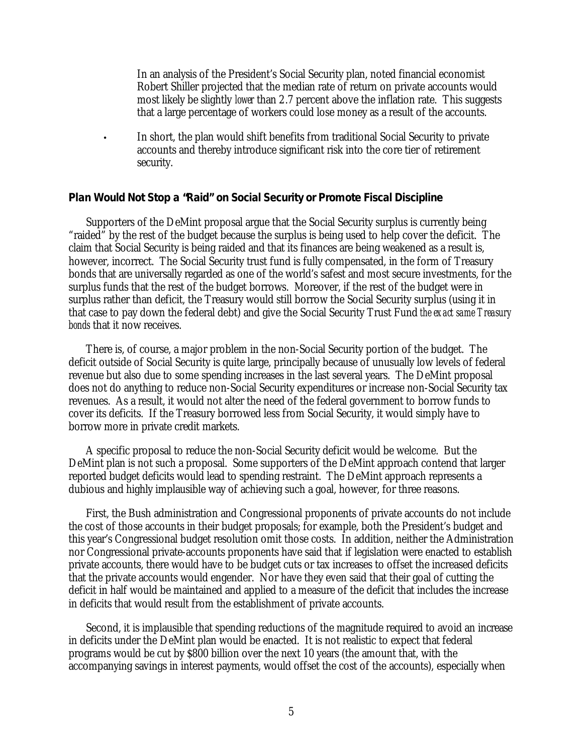In an analysis of the President's Social Security plan, noted financial economist Robert Shiller projected that the median rate of return on private accounts would most likely be slightly *lower* than 2.7 percent above the inflation rate. This suggests that a large percentage of workers could lose money as a result of the accounts.

- In short, the plan would shift benefits from traditional Social Security to private accounts and thereby introduce significant risk into the core tier of retirement security.

### Plan Would Not Stop a "Raid" on Social Security or Promote Fiscal Discipline

Supporters of the DeMint proposal argue that the Social Security surplus is currently being "raided" by the rest of the budget because the surplus is being used to help cover the deficit. The claim that Social Security is being raided and that its finances are being weakened as a result is, however, incorrect. The Social Security trust fund is fully compensated, in the form of Treasury bonds that are universally regarded as one of the world's safest and most secure investments, for the surplus funds that the rest of the budget borrows. Moreover, if the rest of the budget were in surplus rather than deficit, the Treasury would still borrow the Social Security surplus (using it in that case to pay down the federal debt) and give the Social Security Trust Fund *the exact same Treasury bonds* that it now receives.

There is, of course, a major problem in the non-Social Security portion of the budget. The deficit outside of Social Security is quite large, principally because of unusually low levels of federal revenue but also due to some spending increases in the last several years. The DeMint proposal does not do anything to reduce non-Social Security expenditures or increase non-Social Security tax revenues. As a result, it would not alter the need of the federal government to borrow funds to cover its deficits. If the Treasury borrowed less from Social Security, it would simply have to borrow more in private credit markets.

A specific proposal to reduce the non-Social Security deficit would be welcome. But the DeMint plan is not such a proposal. Some supporters of the DeMint approach contend that larger reported budget deficits would lead to spending restraint. The DeMint approach represents a dubious and highly implausible way of achieving such a goal, however, for three reasons.

First, the Bush administration and Congressional proponents of private accounts do not include the cost of those accounts in their budget proposals; for example, both the President's budget and this year's Congressional budget resolution omit those costs. In addition, neither the Administration nor Congressional private-accounts proponents have said that if legislation were enacted to establish private accounts, there would have to be budget cuts or tax increases to offset the increased deficits that the private accounts would engender. Nor have they even said that their goal of cutting the deficit in half would be maintained and applied to a measure of the deficit that includes the increase in deficits that would result from the establishment of private accounts.

Second, it is implausible that spending reductions of the magnitude required to avoid an increase in deficits under the DeMint plan would be enacted. It is not realistic to expect that federal programs would be cut by $800 billion over the next 10 years (the amount that, with the accompanying savings in interest payments, would offset the cost of the accounts), especially when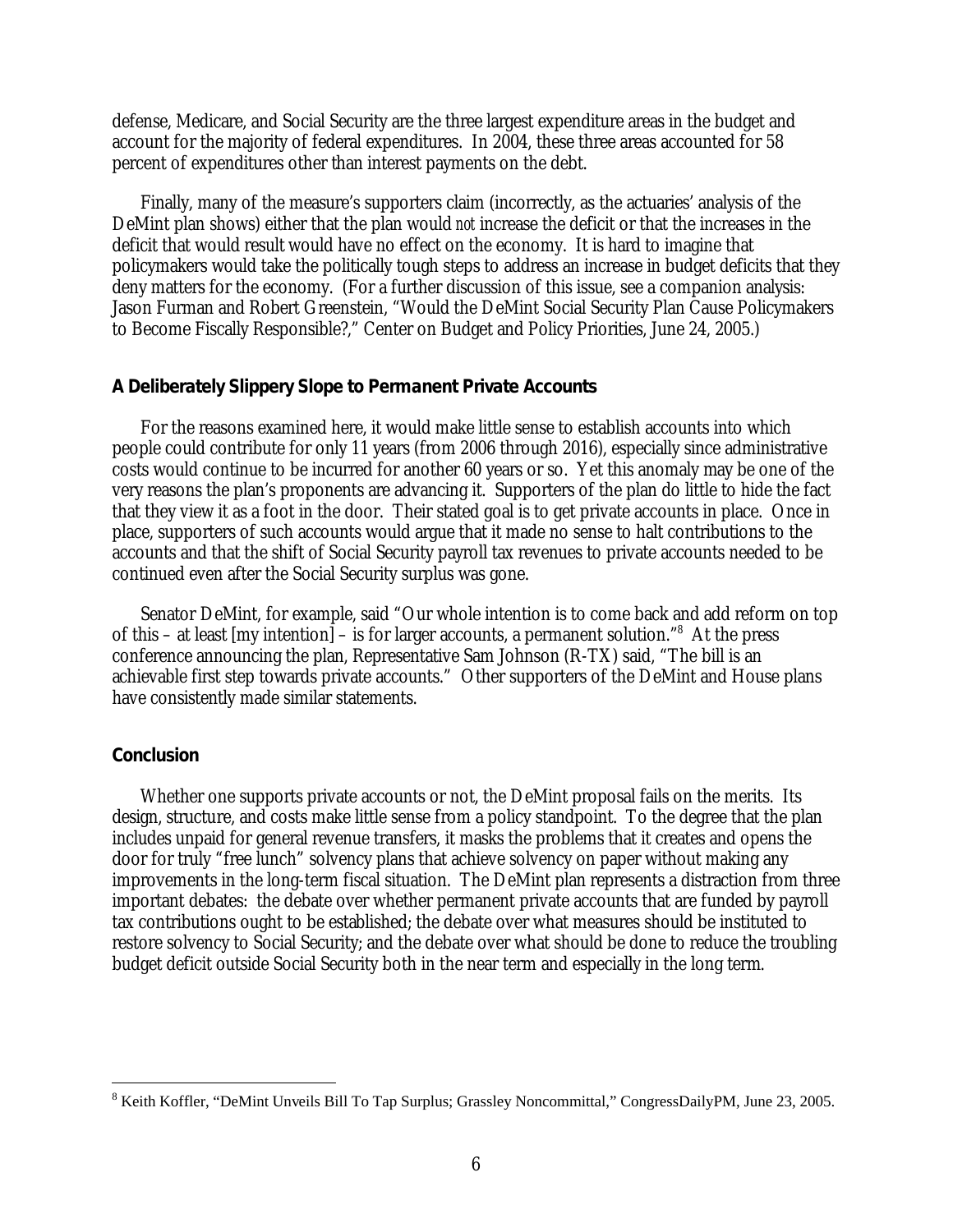defense, Medicare, and Social Security are the three largest expenditure areas in the budget and account for the majority of federal expenditures. In 2004, these three areas accounted for 58 percent of expenditures other than interest payments on the debt.

Finally, many of the measure's supporters claim (incorrectly, as the actuaries' analysis of the DeMint plan shows) either that the plan would *not* increase the deficit or that the increases in the deficit that would result would have no effect on the economy. It is hard to imagine that policymakers would take the politically tough steps to address an increase in budget deficits that they deny matters for the economy. (For a further discussion of this issue, see a companion analysis: Jason Furman and Robert Greenstein, "Would the DeMint Social Security Plan Cause Policymakers to Become Fiscally Responsible?," Center on Budget and Policy Priorities, June 24, 2005.)

## A Deliberately Slippery Slope to Permanent Private Accounts

For the reasons examined here, it would make little sense to establish accounts into which people could contribute for only 11 years (from 2006 through 2016), especially since administrative costs would continue to be incurred for another 60 years or so. Yet this anomaly may be one of the very reasons the plan's proponents are advancing it. Supporters of the plan do little to hide the fact that they view it as a foot in the door. Their stated goal is to get private accounts in place. Once in place, supporters of such accounts would argue that it made no sense to halt contributions to the accounts and that the shift of Social Security payroll tax revenues to private accounts needed to be continued even after the Social Security surplus was gone.

Senator DeMint, for example, said "Our whole intention is to come back and add reform on top of this – at least [my intention] – is for larger accounts, a permanent solution."[8] At the press conference announcing the plan, Representative Sam Johnson (R-TX) said, "The bill is an achievable first step towards private accounts." Other supporters of the DeMint and House plans have consistently made similar statements.

## Conclusion

Whether one supports private accounts or not, the DeMint proposal fails on the merits. Its design, structure, and costs make little sense from a policy standpoint. To the degree that the plan includes unpaid for general revenue transfers, it masks the problems that it creates and opens the door for truly "free lunch" solvency plans that achieve solvency on paper without making any improvements in the long-term fiscal situation. The DeMint plan represents a distraction from three important debates: the debate over whether permanent private accounts that are funded by payroll tax contributions ought to be established; the debate over what measures should be instituted to restore solvency to Social Security; and the debate over what should be done to reduce the troubling budget deficit outside Social Security both in the near term and especially in the long term.

---

[8] Keith Koffler, "DeMint Unveils Bill To Tap Surplus; Grassley Noncommittal," CongressDailyPM, June 23, 2005.